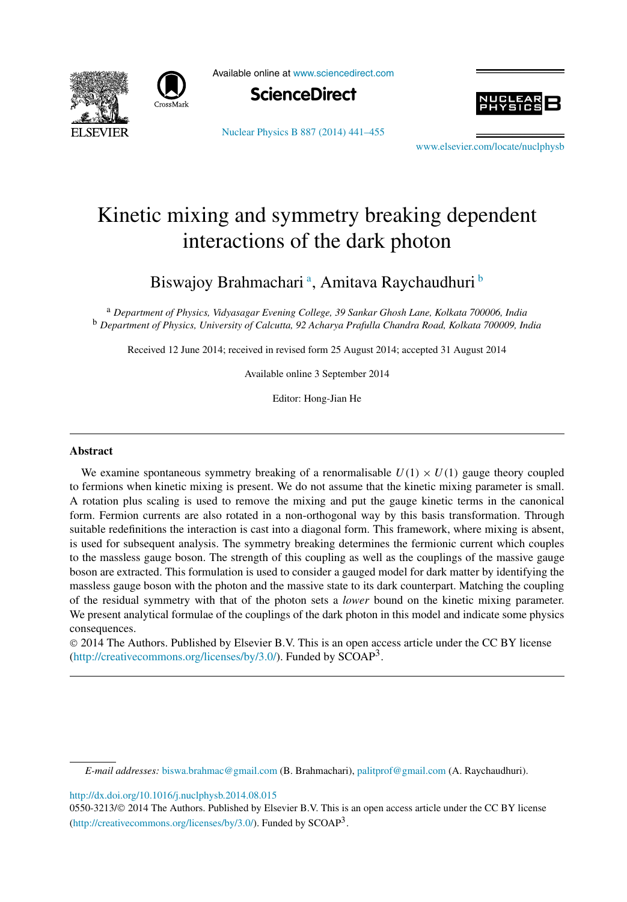# Kinetic mixing and symmetry breaking dependent interactions of the dark photon

Biswajoy Brahmachari [a], Amitava Raychaudhuri [b]

[a] *Department of Physics, Vidyasagar Evening College, 39 Sankar Ghosh Lane, Kolkata 700006, India*
[b] *Department of Physics, University of Calcutta, 92 Acharya Prafulla Chandra Road, Kolkata 700009, India*

Received 12 June 2014; received in revised form 25 August 2014; accepted 31 August 2014

Available online 3 September 2014

Editor: Hong-Jian He

## Abstract

We examine spontaneous symmetry breaking of a renormalisable $U(1) \times U(1)$ gauge theory coupled to fermions when kinetic mixing is present. We do not assume that the kinetic mixing parameter is small. A rotation plus scaling is used to remove the mixing and put the gauge kinetic terms in the canonical form. Fermion currents are also rotated in a non-orthogonal way by this basis transformation. Through suitable redefinitions the interaction is cast into a diagonal form. This framework, where mixing is absent, is used for subsequent analysis. The symmetry breaking determines the fermionic current which couples to the massless gauge boson. The strength of this coupling as well as the couplings of the massive gauge boson are extracted. This formulation is used to consider a gauged model for dark matter by identifying the massless gauge boson with the photon and the massive state to its dark counterpart. Matching the coupling of the residual symmetry with that of the photon sets a *lower* bound on the kinetic mixing parameter. We present analytical formulae of the couplings of the dark photon in this model and indicate some physics consequences.

© 2014 The Authors. Published by Elsevier B.V. This is an open access article under the CC BY license (http://creativecommons.org/licenses/by/3.0/). Funded by SCOAP[3].

---

*E-mail addresses:* biswa.brahmac@gmail.com (B. Brahmachari), palitprof@gmail.com (A. Raychaudhuri).

http://dx.doi.org/10.1016/j.nuclphysb.2014.08.015

0550-3213/© 2014 The Authors. Published by Elsevier B.V. This is an open access article under the CC BY license (http://creativecommons.org/licenses/by/3.0/). Funded by SCOAP[3].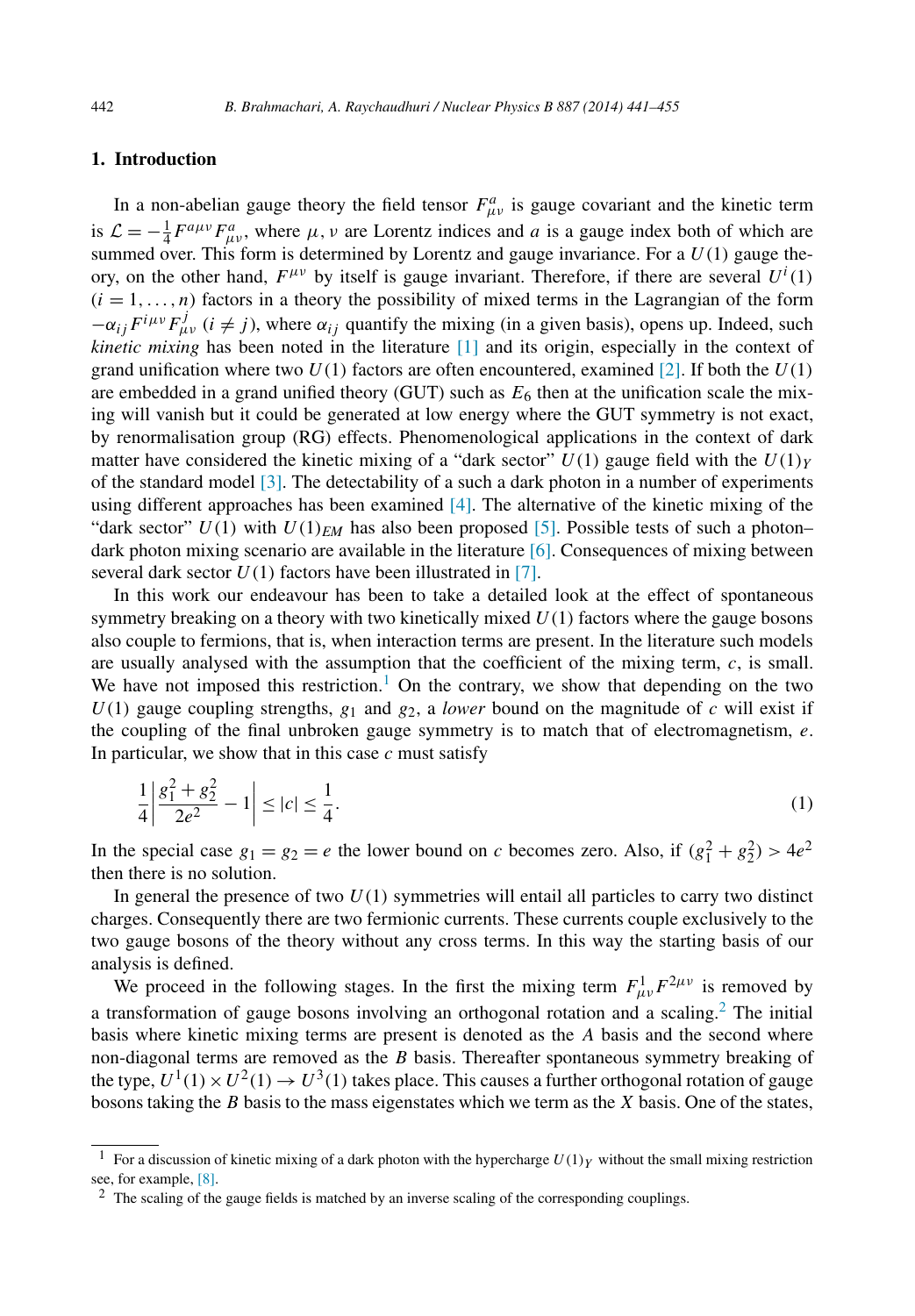## 1. Introduction

In a non-abelian gauge theory the field tensor $F^a_{\mu\nu}$ is gauge covariant and the kinetic term is $\mathcal{L} = -\frac{1}{4}F^{a\mu\nu}F^a_{\mu\nu}$, where $\mu, \nu$ are Lorentz indices and $a$ is a gauge index both of which are summed over. This form is determined by Lorentz and gauge invariance. For a $U(1)$ gauge theory, on the other hand, $F^{\mu\nu}$ by itself is gauge invariant. Therefore, if there are several $U^i(1)$ $(i = 1, \ldots, n)$ factors in a theory the possibility of mixed terms in the Lagrangian of the form $-\alpha_{ij}F^{i\mu\nu}F^j_{\mu\nu}$ $(i \neq j)$, where $\alpha_{ij}$ quantify the mixing (in a given basis), opens up. Indeed, such *kinetic mixing* has been noted in the literature [1] and its origin, especially in the context of grand unification where two $U(1)$ factors are often encountered, examined [2]. If both the $U(1)$ are embedded in a grand unified theory (GUT) such as $E_6$ then at the unification scale the mixing will vanish but it could be generated at low energy where the GUT symmetry is not exact, by renormalisation group (RG) effects. Phenomenological applications in the context of dark matter have considered the kinetic mixing of a "dark sector" $U(1)$ gauge field with the $U(1)_Y$ of the standard model [3]. The detectability of a such a dark photon in a number of experiments using different approaches has been examined [4]. The alternative of the kinetic mixing of the "dark sector" $U(1)$ with $U(1)_{EM}$ has also been proposed [5]. Possible tests of such a photon–dark photon mixing scenario are available in the literature [6]. Consequences of mixing between several dark sector $U(1)$ factors have been illustrated in [7].

In this work our endeavour has been to take a detailed look at the effect of spontaneous symmetry breaking on a theory with two kinetically mixed $U(1)$ factors where the gauge bosons also couple to fermions, that is, when interaction terms are present. In the literature such models are usually analysed with the assumption that the coefficient of the mixing term, $c$, is small. We have not imposed this restriction.[1] On the contrary, we show that depending on the two $U(1)$ gauge coupling strengths, $g_1$ and $g_2$, a *lower* bound on the magnitude of $c$ will exist if the coupling of the final unbroken gauge symmetry is to match that of electromagnetism, $e$. In particular, we show that in this case $c$ must satisfy

$$\frac{1}{4}\left|\frac{g_1^2 + g_2^2}{2e^2} - 1\right| \leq |c| \leq \frac{1}{4}. \tag{1}$$

In the special case $g_1 = g_2 = e$ the lower bound on $c$ becomes zero. Also, if $(g_1^2 + g_2^2) > 4e^2$ then there is no solution.

In general the presence of two $U(1)$ symmetries will entail all particles to carry two distinct charges. Consequently there are two fermionic currents. These currents couple exclusively to the two gauge bosons of the theory without any cross terms. In this way the starting basis of our analysis is defined.

We proceed in the following stages. In the first the mixing term $F^1_{\mu\nu}F^{2\mu\nu}$ is removed by a transformation of gauge bosons involving an orthogonal rotation and a scaling.[2] The initial basis where kinetic mixing terms are present is denoted as the $A$ basis and the second where non-diagonal terms are removed as the $B$ basis. Thereafter spontaneous symmetry breaking of the type, $U^1(1) \times U^2(1) \to U^3(1)$ takes place. This causes a further orthogonal rotation of gauge bosons taking the $B$ basis to the mass eigenstates which we term as the $X$ basis. One of the states,

[1] For a discussion of kinetic mixing of a dark photon with the hypercharge $U(1)_Y$ without the small mixing restriction see, for example, [8].

[2] The scaling of the gauge fields is matched by an inverse scaling of the corresponding couplings.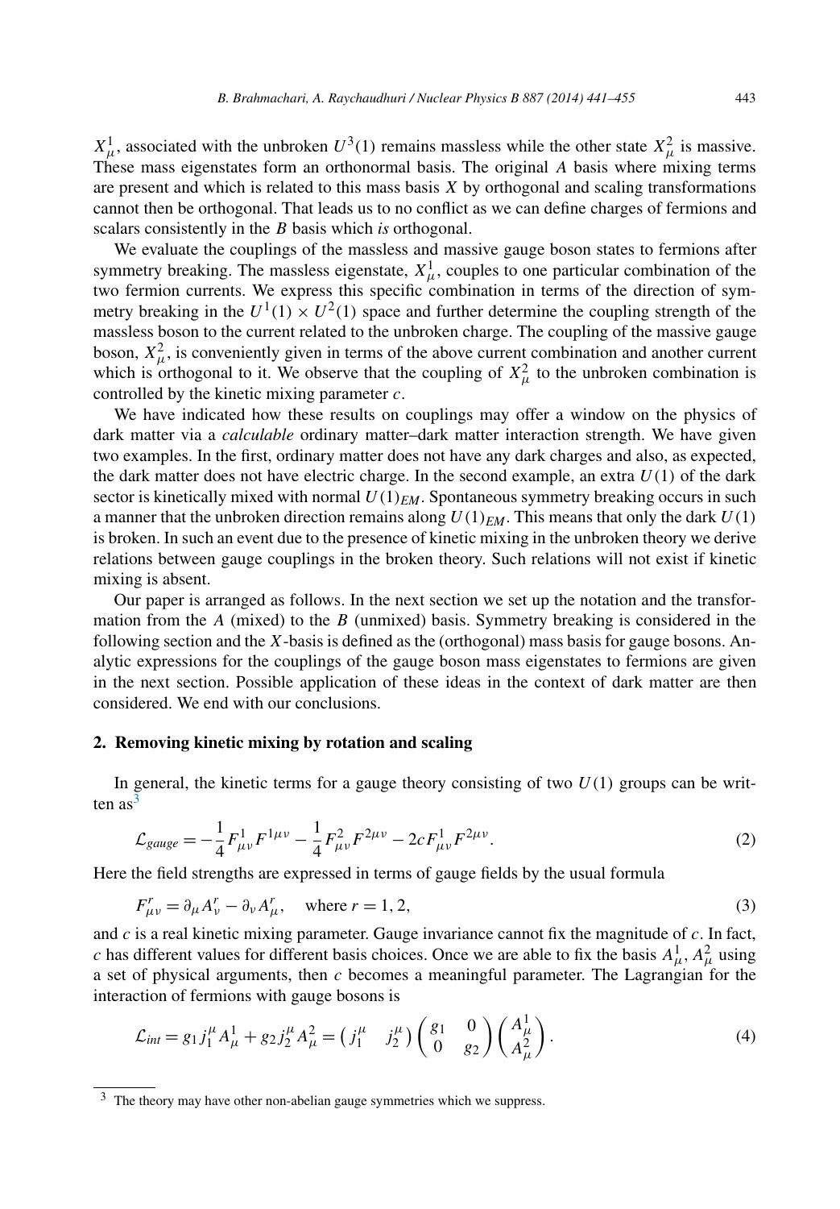$X^1_\mu$, associated with the unbroken $U^3(1)$ remains massless while the other state $X^2_\mu$ is massive. These mass eigenstates form an orthonormal basis. The original $A$ basis where mixing terms are present and which is related to this mass basis $X$ by orthogonal and scaling transformations cannot then be orthogonal. That leads us to no conflict as we can define charges of fermions and scalars consistently in the $B$ basis which *is* orthogonal.

We evaluate the couplings of the massless and massive gauge boson states to fermions after symmetry breaking. The massless eigenstate, $X^1_\mu$, couples to one particular combination of the two fermion currents. We express this specific combination in terms of the direction of symmetry breaking in the $U^1(1) \times U^2(1)$ space and further determine the coupling strength of the massless boson to the current related to the unbroken charge. The coupling of the massive gauge boson, $X^2_\mu$, is conveniently given in terms of the above current combination and another current which is orthogonal to it. We observe that the coupling of $X^2_\mu$ to the unbroken combination is controlled by the kinetic mixing parameter $c$.

We have indicated how these results on couplings may offer a window on the physics of dark matter via a *calculable* ordinary matter–dark matter interaction strength. We have given two examples. In the first, ordinary matter does not have any dark charges and also, as expected, the dark matter does not have electric charge. In the second example, an extra $U(1)$ of the dark sector is kinetically mixed with normal $U(1)_{EM}$. Spontaneous symmetry breaking occurs in such a manner that the unbroken direction remains along $U(1)_{EM}$. This means that only the dark $U(1)$ is broken. In such an event due to the presence of kinetic mixing in the unbroken theory we derive relations between gauge couplings in the broken theory. Such relations will not exist if kinetic mixing is absent.

Our paper is arranged as follows. In the next section we set up the notation and the transformation from the $A$ (mixed) to the $B$ (unmixed) basis. Symmetry breaking is considered in the following section and the $X$-basis is defined as the (orthogonal) mass basis for gauge bosons. Analytic expressions for the couplings of the gauge boson mass eigenstates to fermions are given in the next section. Possible application of these ideas in the context of dark matter are then considered. We end with our conclusions.

## 2. Removing kinetic mixing by rotation and scaling

In general, the kinetic terms for a gauge theory consisting of two $U(1)$ groups can be written as[3]

$$\mathcal{L}_{gauge} = -\frac{1}{4} F^1_{\mu\nu} F^{1\mu\nu} - \frac{1}{4} F^2_{\mu\nu} F^{2\mu\nu} - 2c F^1_{\mu\nu} F^{2\mu\nu}. \tag{2}$$

Here the field strengths are expressed in terms of gauge fields by the usual formula

$$F^r_{\mu\nu} = \partial_\mu A^r_\nu - \partial_\nu A^r_\mu, \quad \text{where } r = 1, 2, \tag{3}$$

and $c$ is a real kinetic mixing parameter. Gauge invariance cannot fix the magnitude of $c$. In fact, $c$ has different values for different basis choices. Once we are able to fix the basis $A^1_\mu$, $A^2_\mu$ using a set of physical arguments, then $c$ becomes a meaningful parameter. The Lagrangian for the interaction of fermions with gauge bosons is

$$\mathcal{L}_{int} = g_1 j^\mu_1 A^1_\mu + g_2 j^\mu_2 A^2_\mu = \begin{pmatrix} j^\mu_1 & j^\mu_2 \end{pmatrix} \begin{pmatrix} g_1 & 0 \\ 0 & g_2 \end{pmatrix} \begin{pmatrix} A^1_\mu \\ A^2_\mu \end{pmatrix}. \tag{4}$$

[3] The theory may have other non-abelian gauge symmetries which we suppress.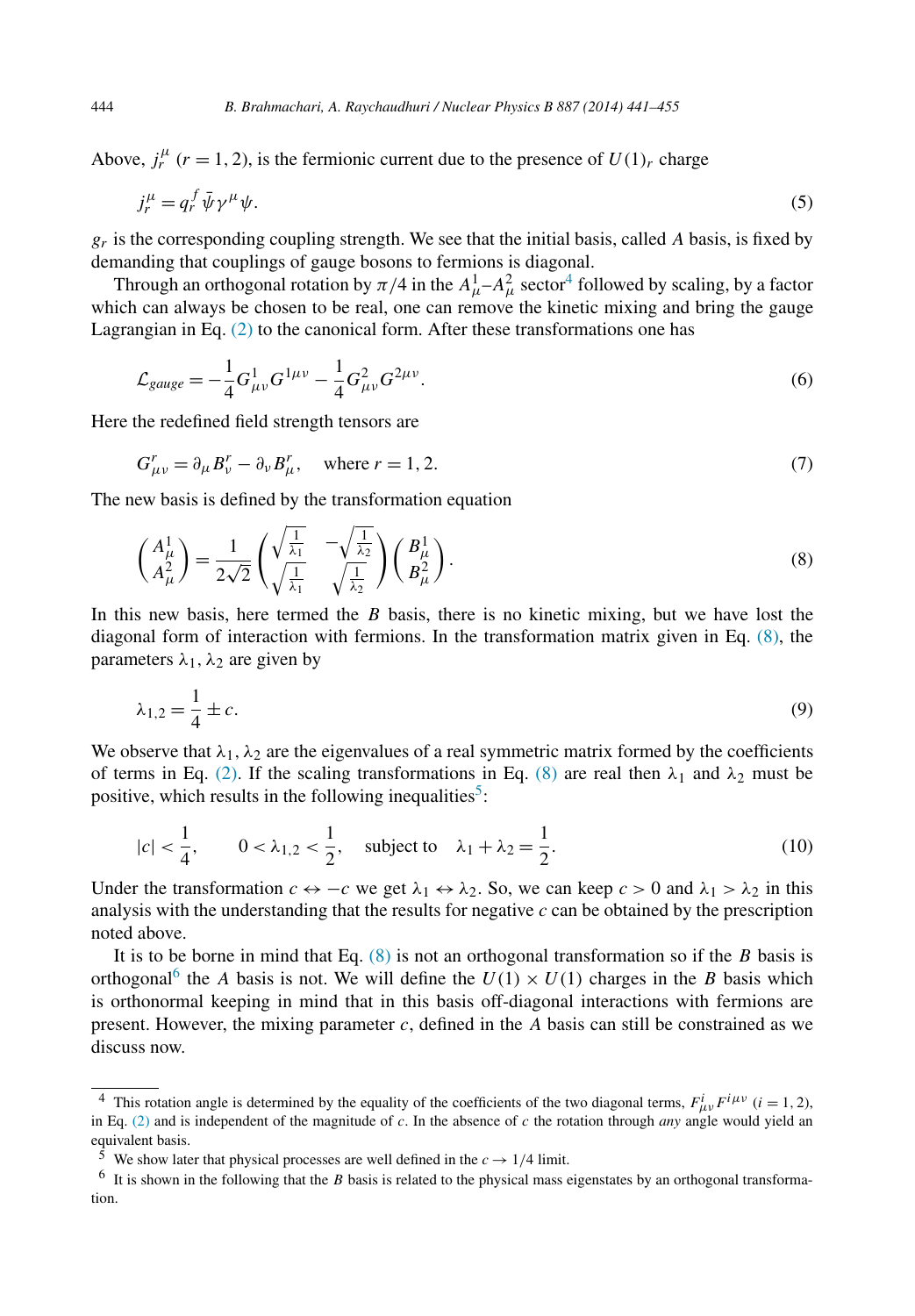Above, $j_r^\mu$ ($r = 1, 2$), is the fermionic current due to the presence of $U(1)_r$ charge

$$j_r^\mu = q_r^f \bar{\psi} \gamma^\mu \psi. \tag{5}$$

$g_r$ is the corresponding coupling strength. We see that the initial basis, called $A$ basis, is fixed by demanding that couplings of gauge bosons to fermions is diagonal.

Through an orthogonal rotation by $\pi/4$ in the $A_\mu^1$–$A_\mu^2$ sector[4] followed by scaling, by a factor which can always be chosen to be real, one can remove the kinetic mixing and bring the gauge Lagrangian in Eq. (2) to the canonical form. After these transformations one has

$$\mathcal{L}_{gauge} = -\frac{1}{4} G_{\mu\nu}^1 G^{1\mu\nu} - \frac{1}{4} G_{\mu\nu}^2 G^{2\mu\nu}. \tag{6}$$

Here the redefined field strength tensors are

$$G_{\mu\nu}^r = \partial_\mu B_\nu^r - \partial_\nu B_\mu^r, \quad \text{where } r = 1, 2. \tag{7}$$

The new basis is defined by the transformation equation

$$\begin{pmatrix} A_\mu^1 \\ A_\mu^2 \end{pmatrix} = \frac{1}{2\sqrt{2}} \begin{pmatrix} \sqrt{\frac{1}{\lambda_1}} & -\sqrt{\frac{1}{\lambda_2}} \\ \sqrt{\frac{1}{\lambda_1}} & \sqrt{\frac{1}{\lambda_2}} \end{pmatrix} \begin{pmatrix} B_\mu^1 \\ B_\mu^2 \end{pmatrix}. \tag{8}$$

In this new basis, here termed the $B$ basis, there is no kinetic mixing, but we have lost the diagonal form of interaction with fermions. In the transformation matrix given in Eq. (8), the parameters $\lambda_1, \lambda_2$ are given by

$$\lambda_{1,2} = \frac{1}{4} \pm c. \tag{9}$$

We observe that $\lambda_1, \lambda_2$ are the eigenvalues of a real symmetric matrix formed by the coefficients of terms in Eq. (2). If the scaling transformations in Eq. (8) are real then $\lambda_1$ and $\lambda_2$ must be positive, which results in the following inequalities[5]:

$$|c| < \frac{1}{4}, \qquad 0 < \lambda_{1,2} < \frac{1}{2}, \quad \text{subject to} \quad \lambda_1 + \lambda_2 = \frac{1}{2}. \tag{10}$$

Under the transformation $c \leftrightarrow -c$ we get $\lambda_1 \leftrightarrow \lambda_2$. So, we can keep $c > 0$ and $\lambda_1 > \lambda_2$ in this analysis with the understanding that the results for negative $c$ can be obtained by the prescription noted above.

It is to be borne in mind that Eq. (8) is not an orthogonal transformation so if the $B$ basis is orthogonal[6] the $A$ basis is not. We will define the $U(1) \times U(1)$ charges in the $B$ basis which is orthonormal keeping in mind that in this basis off-diagonal interactions with fermions are present. However, the mixing parameter $c$, defined in the $A$ basis can still be constrained as we discuss now.

---

[4] This rotation angle is determined by the equality of the coefficients of the two diagonal terms, $F_{\mu\nu}^i F^{i\mu\nu}$ ($i = 1, 2$), in Eq. (2) and is independent of the magnitude of $c$. In the absence of $c$ the rotation through *any* angle would yield an equivalent basis.

[5] We show later that physical processes are well defined in the $c \to 1/4$ limit.

[6] It is shown in the following that the $B$ basis is related to the physical mass eigenstates by an orthogonal transformation.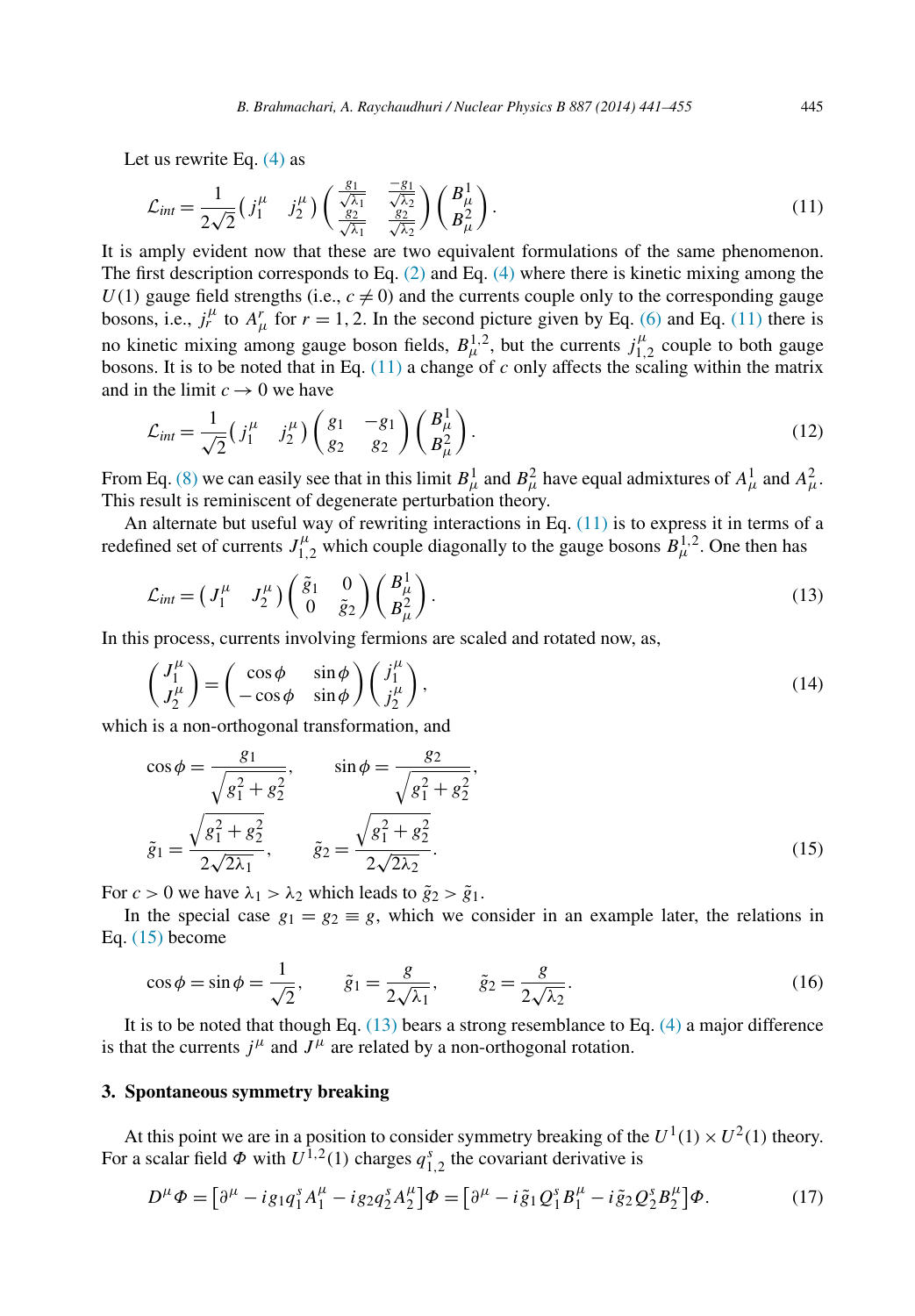Let us rewrite Eq. (4) as

$$\mathcal{L}_{int} = \frac{1}{2\sqrt{2}} \begin{pmatrix} j_1^\mu & j_2^\mu \end{pmatrix} \begin{pmatrix} \frac{g_1}{\sqrt{\lambda_1}} & \frac{-g_1}{\sqrt{\lambda_2}} \\ \frac{g_2}{\sqrt{\lambda_1}} & \frac{g_2}{\sqrt{\lambda_2}} \end{pmatrix} \begin{pmatrix} B_\mu^1 \\ B_\mu^2 \end{pmatrix}. \tag{11}$$

It is amply evident now that these are two equivalent formulations of the same phenomenon. The first description corresponds to Eq. (2) and Eq. (4) where there is kinetic mixing among the $U(1)$ gauge field strengths (i.e., $c \neq 0$) and the currents couple only to the corresponding gauge bosons, i.e., $j_r^\mu$ to $A_\mu^r$ for $r = 1, 2$. In the second picture given by Eq. (6) and Eq. (11) there is no kinetic mixing among gauge boson fields, $B_\mu^{1,2}$, but the currents $j_{1,2}^\mu$ couple to both gauge bosons. It is to be noted that in Eq. (11) a change of $c$ only affects the scaling within the matrix and in the limit $c \to 0$ we have

$$\mathcal{L}_{int} = \frac{1}{\sqrt{2}} \begin{pmatrix} j_1^\mu & j_2^\mu \end{pmatrix} \begin{pmatrix} g_1 & -g_1 \\ g_2 & g_2 \end{pmatrix} \begin{pmatrix} B_\mu^1 \\ B_\mu^2 \end{pmatrix}. \tag{12}$$

From Eq. (8) we can easily see that in this limit $B_\mu^1$ and $B_\mu^2$ have equal admixtures of $A_\mu^1$ and $A_\mu^2$. This result is reminiscent of degenerate perturbation theory.

An alternate but useful way of rewriting interactions in Eq. (11) is to express it in terms of a redefined set of currents $J_{1,2}^\mu$ which couple diagonally to the gauge bosons $B_\mu^{1,2}$. One then has

$$\mathcal{L}_{int} = \begin{pmatrix} J_1^\mu & J_2^\mu \end{pmatrix} \begin{pmatrix} \tilde{g}_1 & 0 \\ 0 & \tilde{g}_2 \end{pmatrix} \begin{pmatrix} B_\mu^1 \\ B_\mu^2 \end{pmatrix}. \tag{13}$$

In this process, currents involving fermions are scaled and rotated now, as,

$$\begin{pmatrix} J_1^\mu \\ J_2^\mu \end{pmatrix} = \begin{pmatrix} \cos\phi & \sin\phi \\ -\cos\phi & \sin\phi \end{pmatrix} \begin{pmatrix} j_1^\mu \\ j_2^\mu \end{pmatrix}, \tag{14}$$

which is a non-orthogonal transformation, and

$$\cos\phi = \frac{g_1}{\sqrt{g_1^2 + g_2^2}}, \qquad \sin\phi = \frac{g_2}{\sqrt{g_1^2 + g_2^2}},$$
$$\tilde{g}_1 = \frac{\sqrt{g_1^2 + g_2^2}}{2\sqrt{2\lambda_1}}, \qquad \tilde{g}_2 = \frac{\sqrt{g_1^2 + g_2^2}}{2\sqrt{2\lambda_2}}. \tag{15}$$

For $c > 0$ we have $\lambda_1 > \lambda_2$ which leads to $\tilde{g}_2 > \tilde{g}_1$.

In the special case $g_1 = g_2 \equiv g$, which we consider in an example later, the relations in Eq. (15) become

$$\cos\phi = \sin\phi = \frac{1}{\sqrt{2}}, \qquad \tilde{g}_1 = \frac{g}{2\sqrt{\lambda_1}}, \qquad \tilde{g}_2 = \frac{g}{2\sqrt{\lambda_2}}. \tag{16}$$

It is to be noted that though Eq. (13) bears a strong resemblance to Eq. (4) a major difference is that the currents $j^\mu$ and $J^\mu$ are related by a non-orthogonal rotation.

## 3. Spontaneous symmetry breaking

At this point we are in a position to consider symmetry breaking of the $U^1(1) \times U^2(1)$ theory. For a scalar field $\Phi$ with $U^{1,2}(1)$ charges $q_{1,2}^s$ the covariant derivative is

$$D^\mu \Phi = \left[\partial^\mu - i g_1 q_1^s A_1^\mu - i g_2 q_2^s A_2^\mu\right]\Phi = \left[\partial^\mu - i\tilde{g}_1 Q_1^s B_1^\mu - i\tilde{g}_2 Q_2^s B_2^\mu\right]\Phi. \tag{17}$$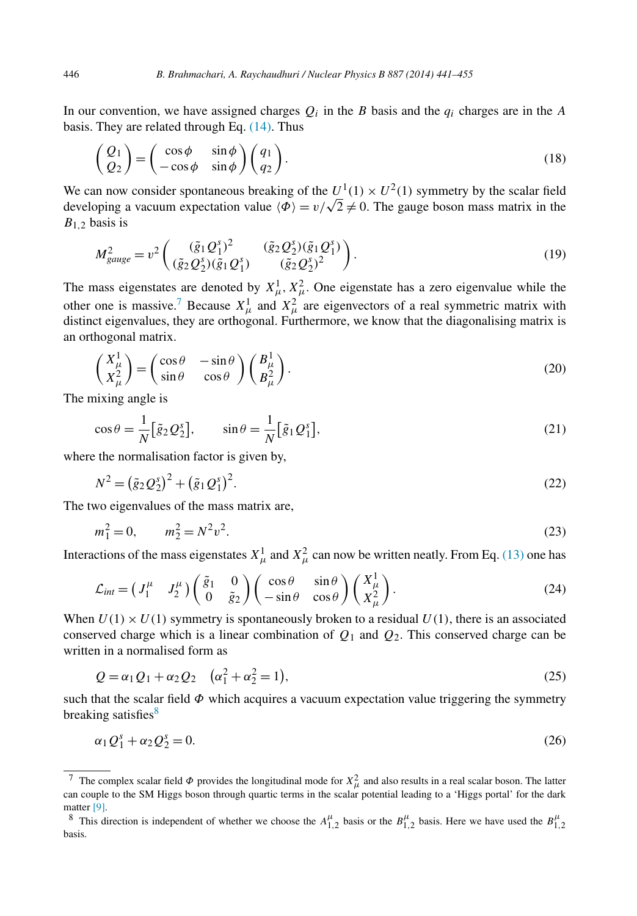In our convention, we have assigned charges $Q_i$ in the $B$ basis and the $q_i$ charges are in the $A$ basis. They are related through Eq. (14). Thus

$$\begin{pmatrix} Q_1 \\ Q_2 \end{pmatrix} = \begin{pmatrix} \cos\phi & \sin\phi \\ -\cos\phi & \sin\phi \end{pmatrix} \begin{pmatrix} q_1 \\ q_2 \end{pmatrix}. \tag{18}$$

We can now consider spontaneous breaking of the $U^1(1) \times U^2(1)$ symmetry by the scalar field developing a vacuum expectation value $\langle \Phi \rangle = v/\sqrt{2} \neq 0$. The gauge boson mass matrix in the $B_{1,2}$ basis is

$$M^2_{gauge} = v^2 \begin{pmatrix} (\tilde{g}_1 Q^s_1)^2 & (\tilde{g}_2 Q^s_2)(\tilde{g}_1 Q^s_1) \\ (\tilde{g}_2 Q^s_2)(\tilde{g}_1 Q^s_1) & (\tilde{g}_2 Q^s_2)^2 \end{pmatrix}. \tag{19}$$

The mass eigenstates are denoted by $X^1_\mu, X^2_\mu$. One eigenstate has a zero eigenvalue while the other one is massive.[7] Because $X^1_\mu$ and $X^2_\mu$ are eigenvectors of a real symmetric matrix with distinct eigenvalues, they are orthogonal. Furthermore, we know that the diagonalising matrix is an orthogonal matrix.

$$\begin{pmatrix} X^1_\mu \\ X^2_\mu \end{pmatrix} = \begin{pmatrix} \cos\theta & -\sin\theta \\ \sin\theta & \cos\theta \end{pmatrix} \begin{pmatrix} B^1_\mu \\ B^2_\mu \end{pmatrix}. \tag{20}$$

The mixing angle is

$$\cos\theta = \frac{1}{N}\big[\tilde{g}_2 Q^s_2\big], \qquad \sin\theta = \frac{1}{N}\big[\tilde{g}_1 Q^s_1\big], \tag{21}$$

where the normalisation factor is given by,

$$N^2 = \big(\tilde{g}_2 Q^s_2\big)^2 + \big(\tilde{g}_1 Q^s_1\big)^2. \tag{22}$$

The two eigenvalues of the mass matrix are,

$$m^2_1 = 0, \qquad m^2_2 = N^2 v^2. \tag{23}$$

Interactions of the mass eigenstates $X^1_\mu$ and $X^2_\mu$ can now be written neatly. From Eq. (13) one has

$$\mathcal{L}_{int} = \begin{pmatrix} J^\mu_1 & J^\mu_2 \end{pmatrix} \begin{pmatrix} \tilde{g}_1 & 0 \\ 0 & \tilde{g}_2 \end{pmatrix} \begin{pmatrix} \cos\theta & \sin\theta \\ -\sin\theta & \cos\theta \end{pmatrix} \begin{pmatrix} X^1_\mu \\ X^2_\mu \end{pmatrix}. \tag{24}$$

When $U(1) \times U(1)$ symmetry is spontaneously broken to a residual $U(1)$, there is an associated conserved charge which is a linear combination of $Q_1$ and $Q_2$. This conserved charge can be written in a normalised form as

$$Q = \alpha_1 Q_1 + \alpha_2 Q_2 \quad \big(\alpha^2_1 + \alpha^2_2 = 1\big), \tag{25}$$

such that the scalar field $\Phi$ which acquires a vacuum expectation value triggering the symmetry breaking satisfies[8]

$$\alpha_1 Q^s_1 + \alpha_2 Q^s_2 = 0. \tag{26}$$

---

[7] The complex scalar field $\Phi$ provides the longitudinal mode for $X^2_\mu$ and also results in a real scalar boson. The latter can couple to the SM Higgs boson through quartic terms in the scalar potential leading to a 'Higgs portal' for the dark matter [9].

[8] This direction is independent of whether we choose the $A^\mu_{1,2}$ basis or the $B^\mu_{1,2}$ basis. Here we have used the $B^\mu_{1,2}$ basis.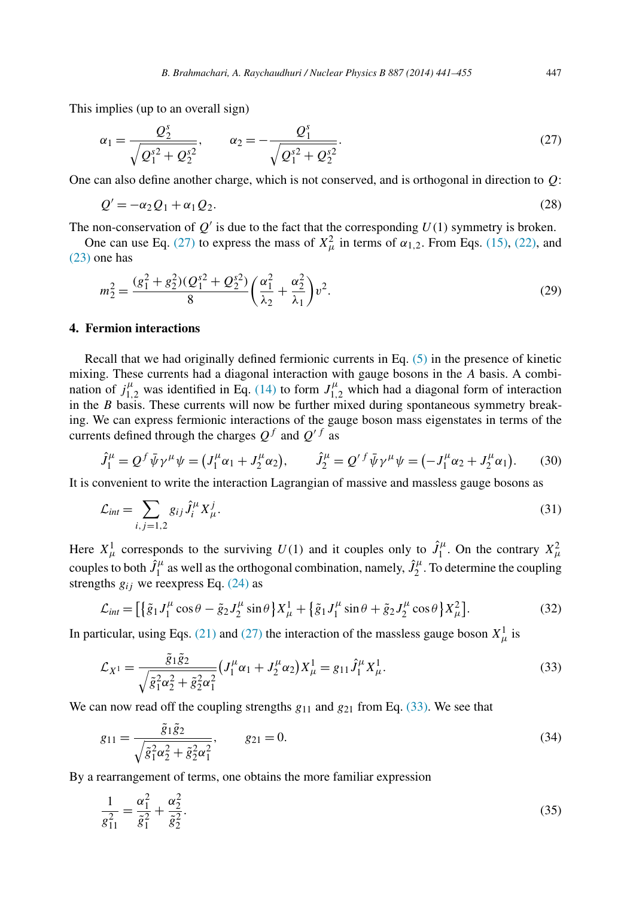This implies (up to an overall sign)

$$\alpha_1 = \frac{Q_2^s}{\sqrt{Q_1^{s2} + Q_2^{s2}}}, \qquad \alpha_2 = -\frac{Q_1^s}{\sqrt{Q_1^{s2} + Q_2^{s2}}}. \tag{27}$$

One can also define another charge, which is not conserved, and is orthogonal in direction to $Q$:

$$Q' = -\alpha_2 Q_1 + \alpha_1 Q_2. \tag{28}$$

The non-conservation of $Q'$ is due to the fact that the corresponding $U(1)$ symmetry is broken.

One can use Eq. (27) to express the mass of $X_\mu^2$ in terms of $\alpha_{1,2}$. From Eqs. (15), (22), and (23) one has

$$m_2^2 = \frac{(g_1^2 + g_2^2)(Q_1^{s2} + Q_2^{s2})}{8} \left( \frac{\alpha_1^2}{\lambda_2} + \frac{\alpha_2^2}{\lambda_1} \right) v^2. \tag{29}$$

## 4. Fermion interactions

Recall that we had originally defined fermionic currents in Eq. (5) in the presence of kinetic mixing. These currents had a diagonal interaction with gauge bosons in the $A$ basis. A combination of $j_{1,2}^\mu$ was identified in Eq. (14) to form $J_{1,2}^\mu$ which had a diagonal form of interaction in the $B$ basis. These currents will now be further mixed during spontaneous symmetry breaking. We can express fermionic interactions of the gauge boson mass eigenstates in terms of the currents defined through the charges $Q^f$ and $Q'^f$ as

$$\hat{J}_1^\mu = Q^f \bar{\psi} \gamma^\mu \psi = \left( J_1^\mu \alpha_1 + J_2^\mu \alpha_2 \right), \qquad \hat{J}_2^\mu = Q'^f \bar{\psi} \gamma^\mu \psi = \left( -J_1^\mu \alpha_2 + J_2^\mu \alpha_1 \right). \tag{30}$$

It is convenient to write the interaction Lagrangian of massive and massless gauge bosons as

$$\mathcal{L}_{int} = \sum_{i,j=1,2} g_{ij} \hat{J}_i^\mu X_\mu^j. \tag{31}$$

Here $X_\mu^1$ corresponds to the surviving $U(1)$ and it couples only to $\hat{J}_1^\mu$. On the contrary $X_\mu^2$ couples to both $\hat{J}_1^\mu$ as well as the orthogonal combination, namely, $\hat{J}_2^\mu$. To determine the coupling strengths $g_{ij}$ we reexpress Eq. (24) as

$$\mathcal{L}_{int} = \left[ \left\{ \tilde{g}_1 J_1^\mu \cos\theta - \tilde{g}_2 J_2^\mu \sin\theta \right\} X_\mu^1 + \left\{ \tilde{g}_1 J_1^\mu \sin\theta + \tilde{g}_2 J_2^\mu \cos\theta \right\} X_\mu^2 \right]. \tag{32}$$

In particular, using Eqs. (21) and (27) the interaction of the massless gauge boson $X_\mu^1$ is

$$\mathcal{L}_{X^1} = \frac{\tilde{g}_1 \tilde{g}_2}{\sqrt{\tilde{g}_1^2 \alpha_2^2 + \tilde{g}_2^2 \alpha_1^2}} \left( J_1^\mu \alpha_1 + J_2^\mu \alpha_2 \right) X_\mu^1 = g_{11} \hat{J}_1^\mu X_\mu^1. \tag{33}$$

We can now read off the coupling strengths $g_{11}$ and $g_{21}$ from Eq. (33). We see that

$$g_{11} = \frac{\tilde{g}_1 \tilde{g}_2}{\sqrt{\tilde{g}_1^2 \alpha_2^2 + \tilde{g}_2^2 \alpha_1^2}}, \qquad g_{21} = 0. \tag{34}$$

By a rearrangement of terms, one obtains the more familiar expression

$$\frac{1}{g_{11}^2} = \frac{\alpha_1^2}{\tilde{g}_1^2} + \frac{\alpha_2^2}{\tilde{g}_2^2}. \tag{35}$$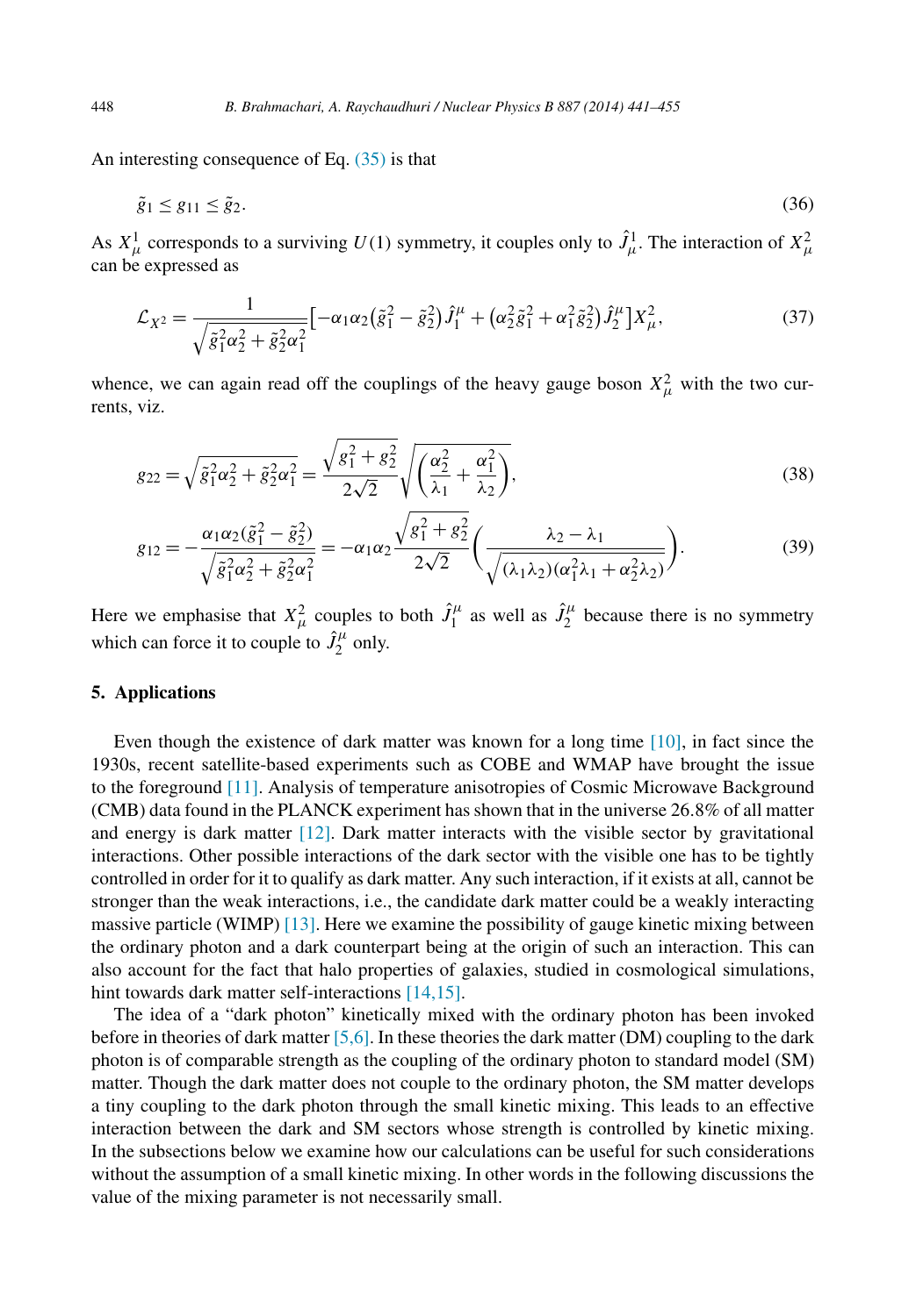An interesting consequence of Eq. (35) is that

$$\tilde{g}_1 \leq g_{11} \leq \tilde{g}_2. \tag{36}$$

As $X^1_\mu$ corresponds to a surviving $U(1)$ symmetry, it couples only to $\hat{J}^1_\mu$. The interaction of $X^2_\mu$ can be expressed as

$$\mathcal{L}_{X^2} = \frac{1}{\sqrt{\tilde{g}_1^2\alpha_2^2 + \tilde{g}_2^2\alpha_1^2}}\left[-\alpha_1\alpha_2\left(\tilde{g}_1^2 - \tilde{g}_2^2\right)\hat{J}_1^\mu + \left(\alpha_2^2\tilde{g}_1^2 + \alpha_1^2\tilde{g}_2^2\right)\hat{J}_2^\mu\right]X^2_\mu, \tag{37}$$

whence, we can again read off the couplings of the heavy gauge boson $X^2_\mu$ with the two currents, viz.

$$g_{22} = \sqrt{\tilde{g}_1^2\alpha_2^2 + \tilde{g}_2^2\alpha_1^2} = \frac{\sqrt{g_1^2 + g_2^2}}{2\sqrt{2}}\sqrt{\left(\frac{\alpha_2^2}{\lambda_1} + \frac{\alpha_1^2}{\lambda_2}\right)}, \tag{38}$$

$$g_{12} = -\frac{\alpha_1\alpha_2(\tilde{g}_1^2 - \tilde{g}_2^2)}{\sqrt{\tilde{g}_1^2\alpha_2^2 + \tilde{g}_2^2\alpha_1^2}} = -\alpha_1\alpha_2\frac{\sqrt{g_1^2 + g_2^2}}{2\sqrt{2}}\left(\frac{\lambda_2 - \lambda_1}{\sqrt{(\lambda_1\lambda_2)(\alpha_1^2\lambda_1 + \alpha_2^2\lambda_2)}}\right). \tag{39}$$

Here we emphasise that $X^2_\mu$ couples to both $\hat{J}_1^\mu$ as well as $\hat{J}_2^\mu$ because there is no symmetry which can force it to couple to $\hat{J}_2^\mu$ only.

## 5. Applications

Even though the existence of dark matter was known for a long time [10], in fact since the 1930s, recent satellite-based experiments such as COBE and WMAP have brought the issue to the foreground [11]. Analysis of temperature anisotropies of Cosmic Microwave Background (CMB) data found in the PLANCK experiment has shown that in the universe 26.8% of all matter and energy is dark matter [12]. Dark matter interacts with the visible sector by gravitational interactions. Other possible interactions of the dark sector with the visible one has to be tightly controlled in order for it to qualify as dark matter. Any such interaction, if it exists at all, cannot be stronger than the weak interactions, i.e., the candidate dark matter could be a weakly interacting massive particle (WIMP) [13]. Here we examine the possibility of gauge kinetic mixing between the ordinary photon and a dark counterpart being at the origin of such an interaction. This can also account for the fact that halo properties of galaxies, studied in cosmological simulations, hint towards dark matter self-interactions [14,15].

The idea of a "dark photon" kinetically mixed with the ordinary photon has been invoked before in theories of dark matter [5,6]. In these theories the dark matter (DM) coupling to the dark photon is of comparable strength as the coupling of the ordinary photon to standard model (SM) matter. Though the dark matter does not couple to the ordinary photon, the SM matter develops a tiny coupling to the dark photon through the small kinetic mixing. This leads to an effective interaction between the dark and SM sectors whose strength is controlled by kinetic mixing. In the subsections below we examine how our calculations can be useful for such considerations without the assumption of a small kinetic mixing. In other words in the following discussions the value of the mixing parameter is not necessarily small.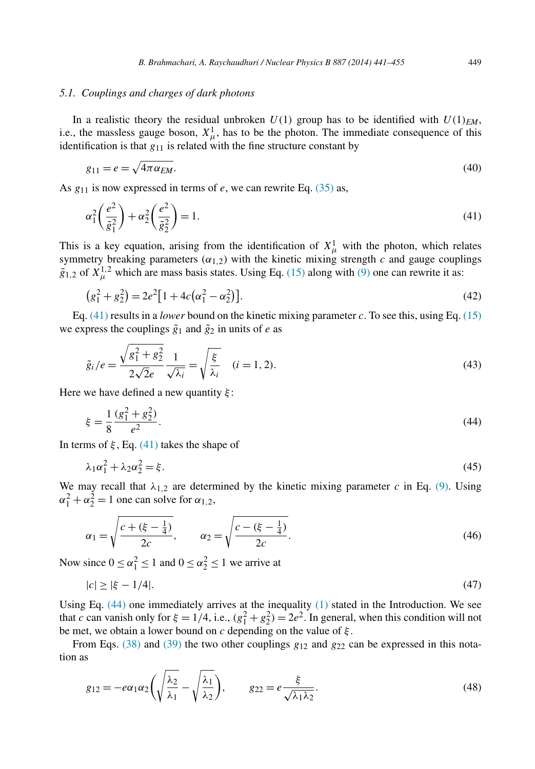### 5.1. Couplings and charges of dark photons

In a realistic theory the residual unbroken $U(1)$ group has to be identified with $U(1)_{EM}$, i.e., the massless gauge boson, $X^1_\mu$, has to be the photon. The immediate consequence of this identification is that $g_{11}$ is related with the fine structure constant by

$$g_{11} = e = \sqrt{4\pi\alpha_{EM}}. \tag{40}$$

As $g_{11}$ is now expressed in terms of $e$, we can rewrite Eq. (35) as,

$$\alpha_1^2\left(\frac{e^2}{\tilde{g}_1^2}\right) + \alpha_2^2\left(\frac{e^2}{\tilde{g}_2^2}\right) = 1. \tag{41}$$

This is a key equation, arising from the identification of $X^1_\mu$ with the photon, which relates symmetry breaking parameters ($\alpha_{1,2}$) with the kinetic mixing strength $c$ and gauge couplings $\tilde{g}_{1,2}$ of $X^{1,2}_\mu$ which are mass basis states. Using Eq. (15) along with (9) one can rewrite it as:

$$\left(g_1^2 + g_2^2\right) = 2e^2\left[1 + 4c\left(\alpha_1^2 - \alpha_2^2\right)\right]. \tag{42}$$

Eq. (41) results in a *lower* bound on the kinetic mixing parameter $c$. To see this, using Eq. (15) we express the couplings $\tilde{g}_1$ and $\tilde{g}_2$ in units of $e$ as

$$\tilde{g}_i/e = \frac{\sqrt{g_1^2 + g_2^2}}{2\sqrt{2}e}\frac{1}{\sqrt{\lambda_i}} = \sqrt{\frac{\xi}{\lambda_i}} \quad (i = 1, 2). \tag{43}$$

Here we have defined a new quantity $\xi$:

$$\xi = \frac{1}{8}\frac{(g_1^2 + g_2^2)}{e^2}. \tag{44}$$

In terms of $\xi$, Eq. (41) takes the shape of

$$\lambda_1\alpha_1^2 + \lambda_2\alpha_2^2 = \xi. \tag{45}$$

We may recall that $\lambda_{1,2}$ are determined by the kinetic mixing parameter $c$ in Eq. (9). Using $\alpha_1^2 + \alpha_2^2 = 1$ one can solve for $\alpha_{1,2}$,

$$\alpha_1 = \sqrt{\frac{c + (\xi - \frac{1}{4})}{2c}}, \qquad \alpha_2 = \sqrt{\frac{c - (\xi - \frac{1}{4})}{2c}}. \tag{46}$$

Now since $0 \le \alpha_1^2 \le 1$ and $0 \le \alpha_2^2 \le 1$ we arrive at

$$|c| \ge |\xi - 1/4|. \tag{47}$$

Using Eq. (44) one immediately arrives at the inequality (1) stated in the Introduction. We see that $c$ can vanish only for $\xi = 1/4$, i.e., $(g_1^2 + g_2^2) = 2e^2$. In general, when this condition will not be met, we obtain a lower bound on $c$ depending on the value of $\xi$.

From Eqs. (38) and (39) the two other couplings $g_{12}$ and $g_{22}$ can be expressed in this notation as

$$g_{12} = -e\alpha_1\alpha_2\left(\sqrt{\frac{\lambda_2}{\lambda_1}} - \sqrt{\frac{\lambda_1}{\lambda_2}}\right), \qquad g_{22} = e\frac{\xi}{\sqrt{\lambda_1\lambda_2}}. \tag{48}$$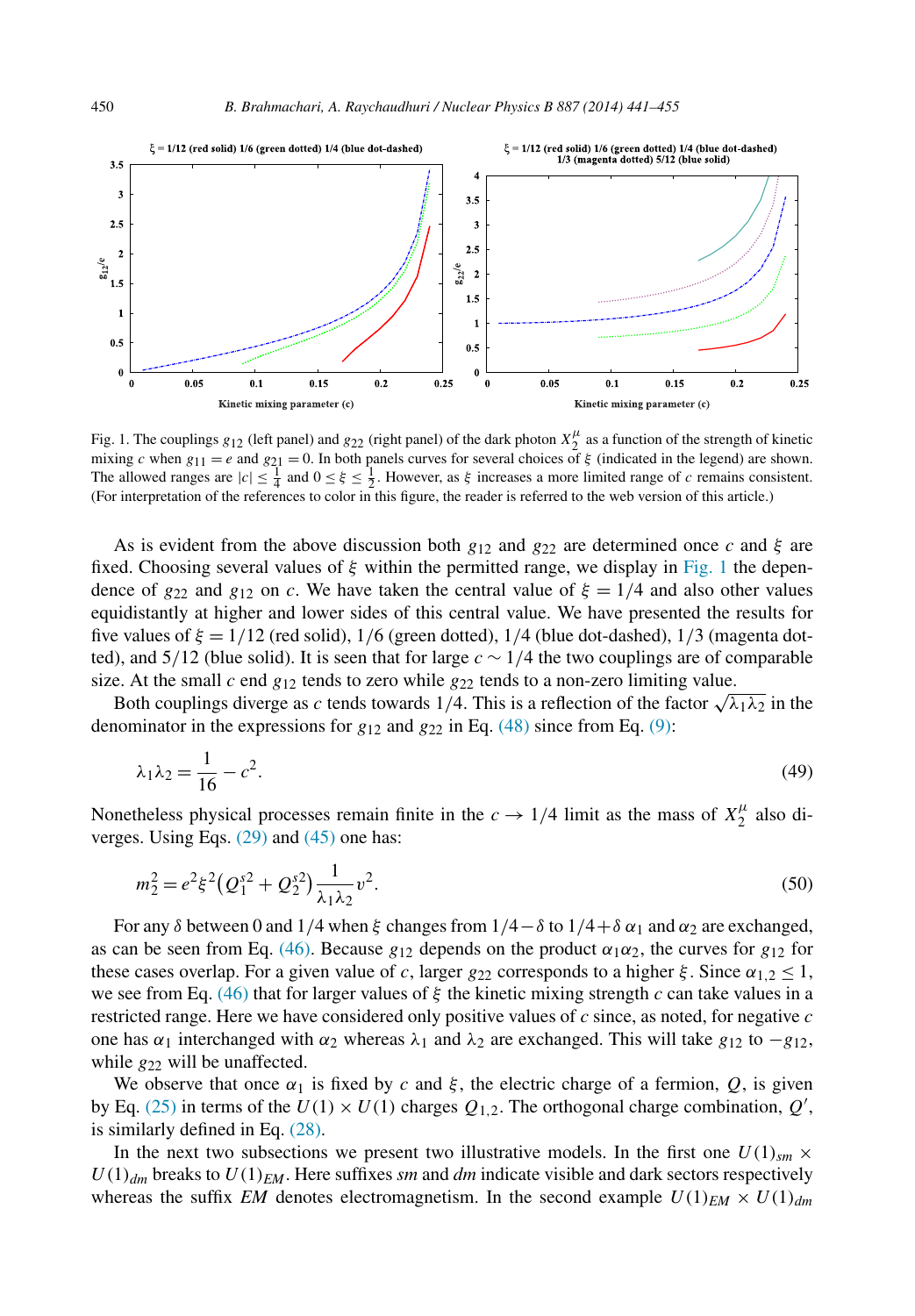Fig. 1. The couplings $g_{12}$ (left panel) and $g_{22}$ (right panel) of the dark photon $X_2^\mu$ as a function of the strength of kinetic mixing $c$ when $g_{11} = e$ and $g_{21} = 0$. In both panels curves for several choices of $\xi$ (indicated in the legend) are shown. The allowed ranges are $|c| \leq \frac{1}{4}$ and $0 \leq \xi \leq \frac{1}{2}$. However, as $\xi$ increases a more limited range of $c$ remains consistent. (For interpretation of the references to color in this figure, the reader is referred to the web version of this article.)

As is evident from the above discussion both $g_{12}$ and $g_{22}$ are determined once $c$ and $\xi$ are fixed. Choosing several values of $\xi$ within the permitted range, we display in Fig. 1 the dependence of $g_{22}$ and $g_{12}$ on $c$. We have taken the central value of $\xi = 1/4$ and also other values equidistantly at higher and lower sides of this central value. We have presented the results for five values of $\xi = 1/12$ (red solid), $1/6$ (green dotted), $1/4$ (blue dot-dashed), $1/3$ (magenta dotted), and $5/12$ (blue solid). It is seen that for large $c \sim 1/4$ the two couplings are of comparable size. At the small $c$ end $g_{12}$ tends to zero while $g_{22}$ tends to a non-zero limiting value.

Both couplings diverge as $c$ tends towards $1/4$. This is a reflection of the factor $\sqrt{\lambda_1\lambda_2}$ in the denominator in the expressions for $g_{12}$ and $g_{22}$ in Eq. (48) since from Eq. (9):

$$\lambda_1\lambda_2 = \frac{1}{16} - c^2. \tag{49}$$

Nonetheless physical processes remain finite in the $c \to 1/4$ limit as the mass of $X_2^\mu$ also diverges. Using Eqs. (29) and (45) one has:

$$m_2^2 = e^2\xi^2\left(Q_1^{s2} + Q_2^{s2}\right)\frac{1}{\lambda_1\lambda_2}v^2. \tag{50}$$

For any $\delta$ between 0 and $1/4$ when $\xi$ changes from $1/4 - \delta$ to $1/4 + \delta$ $\alpha_1$ and $\alpha_2$ are exchanged, as can be seen from Eq. (46). Because $g_{12}$ depends on the product $\alpha_1\alpha_2$, the curves for $g_{12}$ for these cases overlap. For a given value of $c$, larger $g_{22}$ corresponds to a higher $\xi$. Since $\alpha_{1,2} \leq 1$, we see from Eq. (46) that for larger values of $\xi$ the kinetic mixing strength $c$ can take values in a restricted range. Here we have considered only positive values of $c$ since, as noted, for negative $c$ one has $\alpha_1$ interchanged with $\alpha_2$ whereas $\lambda_1$ and $\lambda_2$ are exchanged. This will take $g_{12}$ to $-g_{12}$, while $g_{22}$ will be unaffected.

We observe that once $\alpha_1$ is fixed by $c$ and $\xi$, the electric charge of a fermion, $Q$, is given by Eq. (25) in terms of the $U(1) \times U(1)$ charges $Q_{1,2}$. The orthogonal charge combination, $Q'$, is similarly defined in Eq. (28).

In the next two subsections we present two illustrative models. In the first one $U(1)_{sm} \times U(1)_{dm}$ breaks to $U(1)_{EM}$. Here suffixes *sm* and *dm* indicate visible and dark sectors respectively whereas the suffix *EM* denotes electromagnetism. In the second example $U(1)_{EM} \times U(1)_{dm}$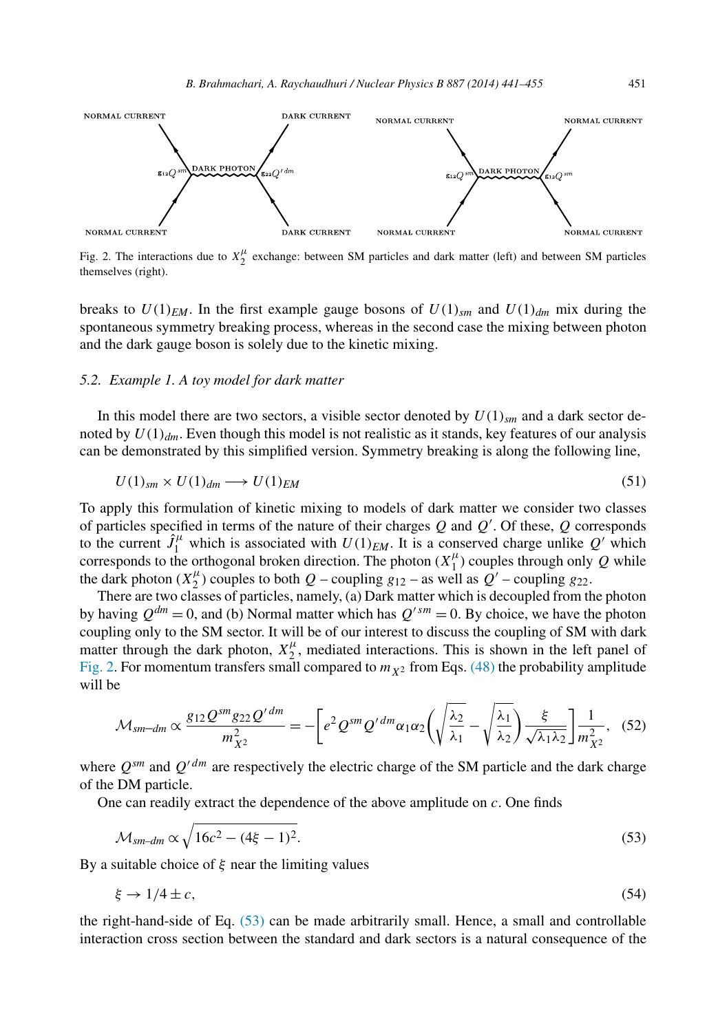NORMAL CURRENT DARK CURRENT NORMAL CURRENT NORMAL CURRENT

$g_{12}Q^{sm}$ DARK PHOTON $g_{22}Q'^{dm}$ $g_{12}Q^{sm}$ DARK PHOTON $g_{12}Q^{sm}$

NORMAL CURRENT DARK CURRENT NORMAL CURRENT NORMAL CURRENT

Fig. 2. The interactions due to $X_2^\mu$ exchange: between SM particles and dark matter (left) and between SM particles themselves (right).

breaks to $U(1)_{EM}$. In the first example gauge bosons of $U(1)_{sm}$ and $U(1)_{dm}$ mix during the spontaneous symmetry breaking process, whereas in the second case the mixing between photon and the dark gauge boson is solely due to the kinetic mixing.

### 5.2. Example 1. A toy model for dark matter

In this model there are two sectors, a visible sector denoted by $U(1)_{sm}$ and a dark sector denoted by $U(1)_{dm}$. Even though this model is not realistic as it stands, key features of our analysis can be demonstrated by this simplified version. Symmetry breaking is along the following line,

$$U(1)_{sm} \times U(1)_{dm} \longrightarrow U(1)_{EM} \tag{51}$$

To apply this formulation of kinetic mixing to models of dark matter we consider two classes of particles specified in terms of the nature of their charges $Q$ and $Q'$. Of these, $Q$ corresponds to the current $\hat{J}_1^\mu$ which is associated with $U(1)_{EM}$. It is a conserved charge unlike $Q'$ which corresponds to the orthogonal broken direction. The photon ($X_1^\mu$) couples through only $Q$ while the dark photon ($X_2^\mu$) couples to both $Q$ – coupling $g_{12}$ – as well as $Q'$ – coupling $g_{22}$.

There are two classes of particles, namely, (a) Dark matter which is decoupled from the photon by having $Q^{dm} = 0$, and (b) Normal matter which has $Q'^{sm} = 0$. By choice, we have the photon coupling only to the SM sector. It will be of our interest to discuss the coupling of SM with dark matter through the dark photon, $X_2^\mu$, mediated interactions. This is shown in the left panel of Fig. 2. For momentum transfers small compared to $m_{X^2}$ from Eqs. (48) the probability amplitude will be

$$\mathcal{M}_{sm\text{–}dm} \propto \frac{g_{12}Q^{sm}g_{22}Q'^{dm}}{m_{X^2}^2} = -\left[e^2 Q^{sm}Q'^{dm}\alpha_1\alpha_2\left(\sqrt{\frac{\lambda_2}{\lambda_1}} - \sqrt{\frac{\lambda_1}{\lambda_2}}\right)\frac{\xi}{\sqrt{\lambda_1\lambda_2}}\right]\frac{1}{m_{X^2}^2}, \tag{52}$$

where $Q^{sm}$ and $Q'^{dm}$ are respectively the electric charge of the SM particle and the dark charge of the DM particle.

One can readily extract the dependence of the above amplitude on $c$. One finds

$$\mathcal{M}_{sm\text{–}dm} \propto \sqrt{16c^2 - (4\xi - 1)^2}. \tag{53}$$

By a suitable choice of $\xi$ near the limiting values

$$\xi \to 1/4 \pm c, \tag{54}$$

the right-hand-side of Eq. (53) can be made arbitrarily small. Hence, a small and controllable interaction cross section between the standard and dark sectors is a natural consequence of the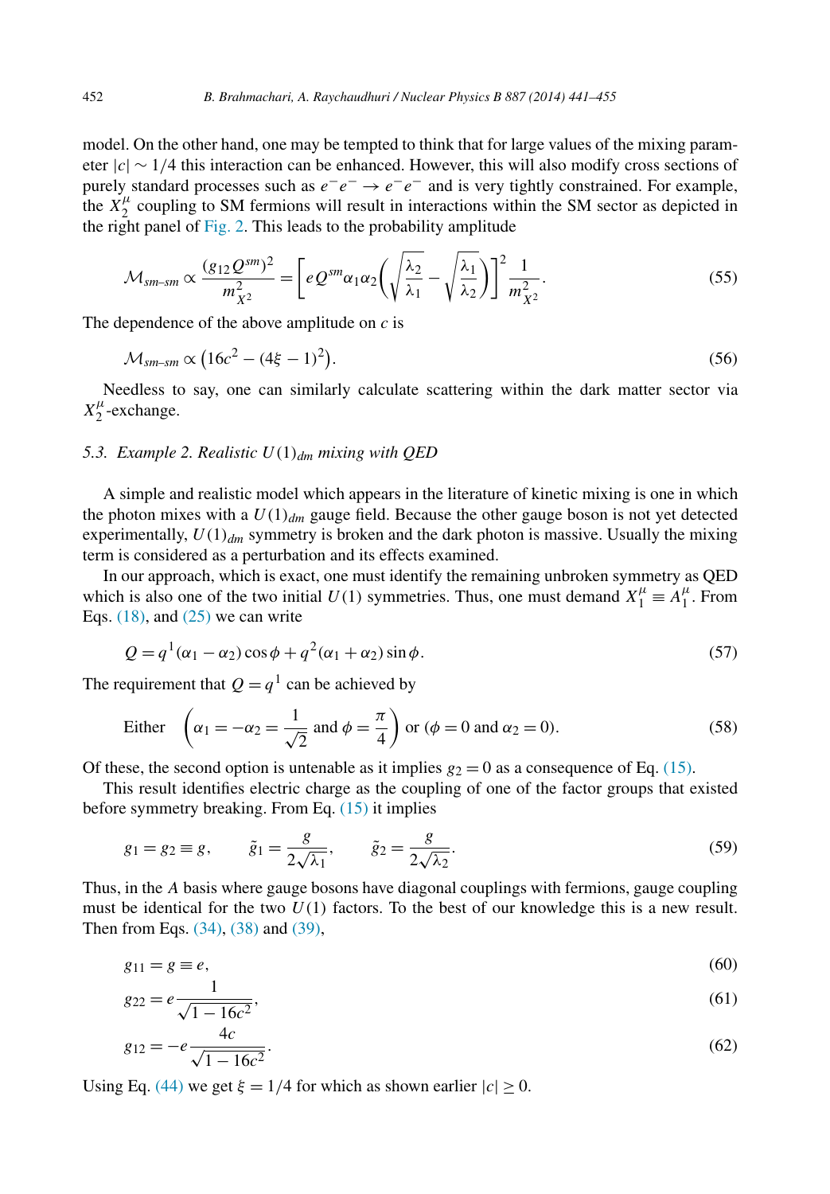model. On the other hand, one may be tempted to think that for large values of the mixing parameter $|c| \sim 1/4$ this interaction can be enhanced. However, this will also modify cross sections of purely standard processes such as $e^- e^- \to e^- e^-$ and is very tightly constrained. For example, the $X_2^\mu$ coupling to SM fermions will result in interactions within the SM sector as depicted in the right panel of Fig. 2. This leads to the probability amplitude

$$\mathcal{M}_{sm\text{–}sm} \propto \frac{(g_{12} Q^{sm})^2}{m_{X^2}^2} = \left[ e Q^{sm} \alpha_1 \alpha_2 \left( \sqrt{\frac{\lambda_2}{\lambda_1}} - \sqrt{\frac{\lambda_1}{\lambda_2}} \right) \right]^2 \frac{1}{m_{X^2}^2}. \tag{55}$$

The dependence of the above amplitude on $c$ is

$$\mathcal{M}_{sm\text{–}sm} \propto \left( 16c^2 - (4\xi - 1)^2 \right). \tag{56}$$

Needless to say, one can similarly calculate scattering within the dark matter sector via $X_2^\mu$-exchange.

### 5.3. *Example 2. Realistic $U(1)_{dm}$ mixing with QED*

A simple and realistic model which appears in the literature of kinetic mixing is one in which the photon mixes with a $U(1)_{dm}$ gauge field. Because the other gauge boson is not yet detected experimentally, $U(1)_{dm}$ symmetry is broken and the dark photon is massive. Usually the mixing term is considered as a perturbation and its effects examined.

In our approach, which is exact, one must identify the remaining unbroken symmetry as QED which is also one of the two initial $U(1)$ symmetries. Thus, one must demand $X_1^\mu \equiv A_1^\mu$. From Eqs. (18), and (25) we can write

$$Q = q^1 (\alpha_1 - \alpha_2) \cos\phi + q^2 (\alpha_1 + \alpha_2) \sin\phi. \tag{57}$$

The requirement that $Q = q^1$ can be achieved by

$$\text{Either} \quad \left( \alpha_1 = -\alpha_2 = \frac{1}{\sqrt{2}} \text{ and } \phi = \frac{\pi}{4} \right) \text{ or } (\phi = 0 \text{ and } \alpha_2 = 0). \tag{58}$$

Of these, the second option is untenable as it implies $g_2 = 0$ as a consequence of Eq. (15).

This result identifies electric charge as the coupling of one of the factor groups that existed before symmetry breaking. From Eq. (15) it implies

$$g_1 = g_2 \equiv g, \qquad \tilde{g}_1 = \frac{g}{2\sqrt{\lambda_1}}, \qquad \tilde{g}_2 = \frac{g}{2\sqrt{\lambda_2}}. \tag{59}$$

Thus, in the $A$ basis where gauge bosons have diagonal couplings with fermions, gauge coupling must be identical for the two $U(1)$ factors. To the best of our knowledge this is a new result. Then from Eqs. (34), (38) and (39),

$$g_{11} = g \equiv e, \tag{60}$$

$$g_{22} = e \frac{1}{\sqrt{1 - 16c^2}}, \tag{61}$$

$$g_{12} = -e \frac{4c}{\sqrt{1 - 16c^2}}. \tag{62}$$

Using Eq. (44) we get $\xi = 1/4$ for which as shown earlier $|c| \geq 0$.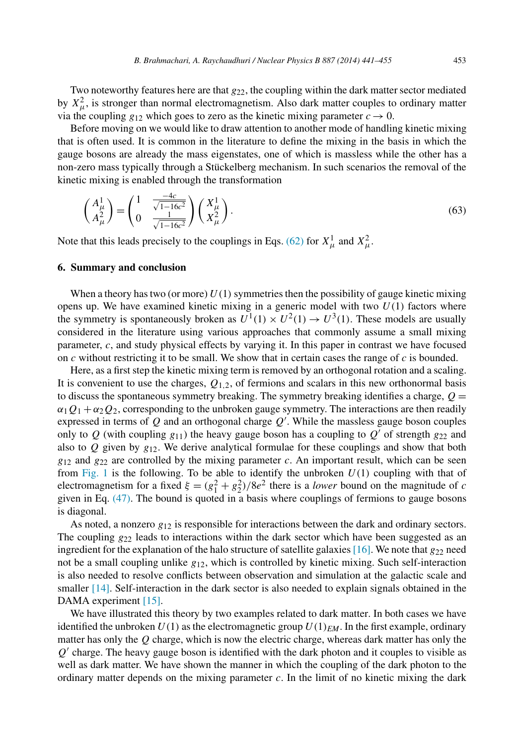Two noteworthy features here are that $g_{22}$, the coupling within the dark matter sector mediated by $X_\mu^2$, is stronger than normal electromagnetism. Also dark matter couples to ordinary matter via the coupling $g_{12}$ which goes to zero as the kinetic mixing parameter $c \to 0$.

Before moving on we would like to draw attention to another mode of handling kinetic mixing that is often used. It is common in the literature to define the mixing in the basis in which the gauge bosons are already the mass eigenstates, one of which is massless while the other has a non-zero mass typically through a Stückelberg mechanism. In such scenarios the removal of the kinetic mixing is enabled through the transformation

$$\begin{pmatrix} A_\mu^1 \\ A_\mu^2 \end{pmatrix} = \begin{pmatrix} 1 & \frac{-4c}{\sqrt{1-16c^2}} \\ 0 & \frac{1}{\sqrt{1-16c^2}} \end{pmatrix} \begin{pmatrix} X_\mu^1 \\ X_\mu^2 \end{pmatrix}. \tag{63}$$

Note that this leads precisely to the couplings in Eqs. (62) for $X_\mu^1$ and $X_\mu^2$.

## 6. Summary and conclusion

When a theory has two (or more) $U(1)$ symmetries then the possibility of gauge kinetic mixing opens up. We have examined kinetic mixing in a generic model with two $U(1)$ factors where the symmetry is spontaneously broken as $U^1(1) \times U^2(1) \to U^3(1)$. These models are usually considered in the literature using various approaches that commonly assume a small mixing parameter, $c$, and study physical effects by varying it. In this paper in contrast we have focused on $c$ without restricting it to be small. We show that in certain cases the range of $c$ is bounded.

Here, as a first step the kinetic mixing term is removed by an orthogonal rotation and a scaling. It is convenient to use the charges, $Q_{1,2}$, of fermions and scalars in this new orthonormal basis to discuss the spontaneous symmetry breaking. The symmetry breaking identifies a charge, $Q = \alpha_1 Q_1 + \alpha_2 Q_2$, corresponding to the unbroken gauge symmetry. The interactions are then readily expressed in terms of $Q$ and an orthogonal charge $Q'$. While the massless gauge boson couples only to $Q$ (with coupling $g_{11}$) the heavy gauge boson has a coupling to $Q'$ of strength $g_{22}$ and also to $Q$ given by $g_{12}$. We derive analytical formulae for these couplings and show that both $g_{12}$ and $g_{22}$ are controlled by the mixing parameter $c$. An important result, which can be seen from Fig. 1 is the following. To be able to identify the unbroken $U(1)$ coupling with that of electromagnetism for a fixed $\xi = (g_1^2 + g_2^2)/8e^2$ there is a *lower* bound on the magnitude of $c$ given in Eq. (47). The bound is quoted in a basis where couplings of fermions to gauge bosons is diagonal.

As noted, a nonzero $g_{12}$ is responsible for interactions between the dark and ordinary sectors. The coupling $g_{22}$ leads to interactions within the dark sector which have been suggested as an ingredient for the explanation of the halo structure of satellite galaxies [16]. We note that $g_{22}$ need not be a small coupling unlike $g_{12}$, which is controlled by kinetic mixing. Such self-interaction is also needed to resolve conflicts between observation and simulation at the galactic scale and smaller [14]. Self-interaction in the dark sector is also needed to explain signals obtained in the DAMA experiment [15].

We have illustrated this theory by two examples related to dark matter. In both cases we have identified the unbroken $U(1)$ as the electromagnetic group $U(1)_{EM}$. In the first example, ordinary matter has only the $Q$ charge, which is now the electric charge, whereas dark matter has only the $Q'$ charge. The heavy gauge boson is identified with the dark photon and it couples to visible as well as dark matter. We have shown the manner in which the coupling of the dark photon to the ordinary matter depends on the mixing parameter $c$. In the limit of no kinetic mixing the dark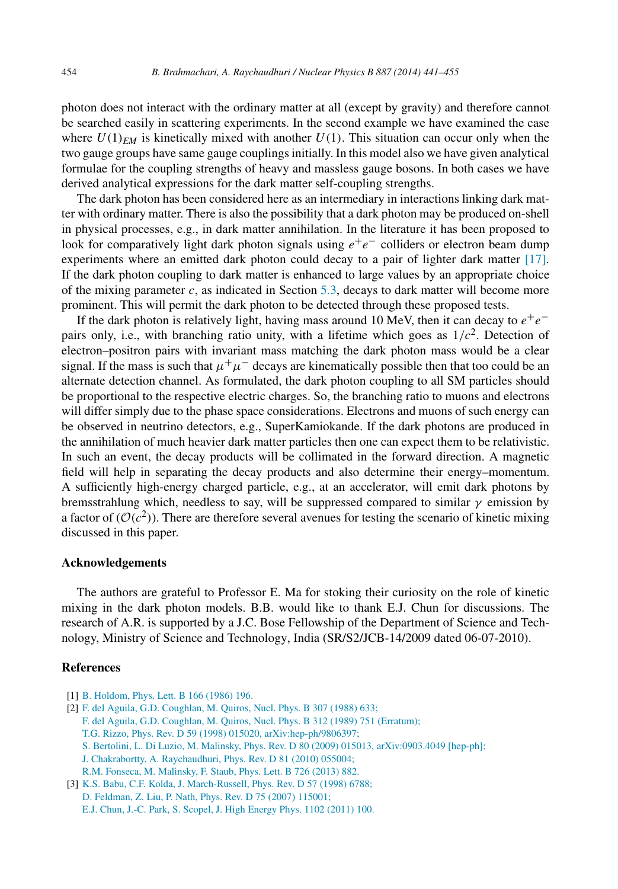photon does not interact with the ordinary matter at all (except by gravity) and therefore cannot be searched easily in scattering experiments. In the second example we have examined the case where $U(1)_{EM}$ is kinetically mixed with another $U(1)$. This situation can occur only when the two gauge groups have same gauge couplings initially. In this model also we have given analytical formulae for the coupling strengths of heavy and massless gauge bosons. In both cases we have derived analytical expressions for the dark matter self-coupling strengths.

The dark photon has been considered here as an intermediary in interactions linking dark matter with ordinary matter. There is also the possibility that a dark photon may be produced on-shell in physical processes, e.g., in dark matter annihilation. In the literature it has been proposed to look for comparatively light dark photon signals using $e^+e^-$ colliders or electron beam dump experiments where an emitted dark photon could decay to a pair of lighter dark matter [17]. If the dark photon coupling to dark matter is enhanced to large values by an appropriate choice of the mixing parameter $c$, as indicated in Section 5.3, decays to dark matter will become more prominent. This will permit the dark photon to be detected through these proposed tests.

If the dark photon is relatively light, having mass around 10 MeV, then it can decay to $e^+e^-$ pairs only, i.e., with branching ratio unity, with a lifetime which goes as $1/c^2$. Detection of electron–positron pairs with invariant mass matching the dark photon mass would be a clear signal. If the mass is such that $\mu^+\mu^-$ decays are kinematically possible then that too could be an alternate detection channel. As formulated, the dark photon coupling to all SM particles should be proportional to the respective electric charges. So, the branching ratio to muons and electrons will differ simply due to the phase space considerations. Electrons and muons of such energy can be observed in neutrino detectors, e.g., SuperKamiokande. If the dark photons are produced in the annihilation of much heavier dark matter particles then one can expect them to be relativistic. In such an event, the decay products will be collimated in the forward direction. A magnetic field will help in separating the decay products and also determine their energy–momentum. A sufficiently high-energy charged particle, e.g., at an accelerator, will emit dark photons by bremsstrahlung which, needless to say, will be suppressed compared to similar $\gamma$ emission by a factor of $(\mathcal{O}(c^2))$. There are therefore several avenues for testing the scenario of kinetic mixing discussed in this paper.

## Acknowledgements

The authors are grateful to Professor E. Ma for stoking their curiosity on the role of kinetic mixing in the dark photon models. B.B. would like to thank E.J. Chun for discussions. The research of A.R. is supported by a J.C. Bose Fellowship of the Department of Science and Technology, Ministry of Science and Technology, India (SR/S2/JCB-14/2009 dated 06-07-2010).

## References

[1] B. Holdom, Phys. Lett. B 166 (1986) 196.

[2] F. del Aguila, G.D. Coughlan, M. Quiros, Nucl. Phys. B 307 (1988) 633;
F. del Aguila, G.D. Coughlan, M. Quiros, Nucl. Phys. B 312 (1989) 751 (Erratum);
T.G. Rizzo, Phys. Rev. D 59 (1998) 015020, arXiv:hep-ph/9806397;
S. Bertolini, L. Di Luzio, M. Malinsky, Phys. Rev. D 80 (2009) 015013, arXiv:0903.4049 [hep-ph];
J. Chakrabortty, A. Raychaudhuri, Phys. Rev. D 81 (2010) 055004;
R.M. Fonseca, M. Malinsky, F. Staub, Phys. Lett. B 726 (2013) 882.

[3] K.S. Babu, C.F. Kolda, J. March-Russell, Phys. Rev. D 57 (1998) 6788;
D. Feldman, Z. Liu, P. Nath, Phys. Rev. D 75 (2007) 115001;
E.J. Chun, J.-C. Park, S. Scopel, J. High Energy Phys. 1102 (2011) 100.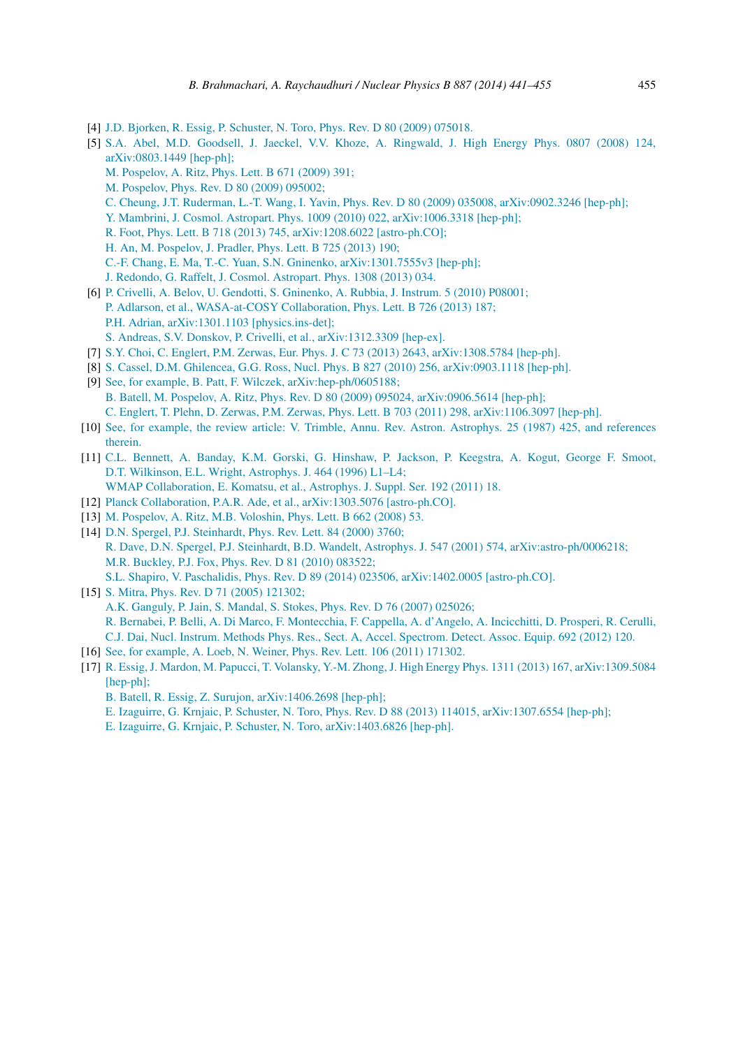[4] J.D. Bjorken, R. Essig, P. Schuster, N. Toro, Phys. Rev. D 80 (2009) 075018.

[5] S.A. Abel, M.D. Goodsell, J. Jaeckel, V.V. Khoze, A. Ringwald, J. High Energy Phys. 0807 (2008) 124, arXiv:0803.1449 [hep-ph];
M. Pospelov, A. Ritz, Phys. Lett. B 671 (2009) 391;
M. Pospelov, Phys. Rev. D 80 (2009) 095002;
C. Cheung, J.T. Ruderman, L.-T. Wang, I. Yavin, Phys. Rev. D 80 (2009) 035008, arXiv:0902.3246 [hep-ph];
Y. Mambrini, J. Cosmol. Astropart. Phys. 1009 (2010) 022, arXiv:1006.3318 [hep-ph];
R. Foot, Phys. Lett. B 718 (2013) 745, arXiv:1208.6022 [astro-ph.CO];
H. An, M. Pospelov, J. Pradler, Phys. Lett. B 725 (2013) 190;
C.-F. Chang, E. Ma, T.-C. Yuan, S.N. Gninenko, arXiv:1301.7555v3 [hep-ph];
J. Redondo, G. Raffelt, J. Cosmol. Astropart. Phys. 1308 (2013) 034.

[6] P. Crivelli, A. Belov, U. Gendotti, S. Gninenko, A. Rubbia, J. Instrum. 5 (2010) P08001;
P. Adlarson, et al., WASA-at-COSY Collaboration, Phys. Lett. B 726 (2013) 187;
P.H. Adrian, arXiv:1301.1103 [physics.ins-det];
S. Andreas, S.V. Donskov, P. Crivelli, et al., arXiv:1312.3309 [hep-ex].

[7] S.Y. Choi, C. Englert, P.M. Zerwas, Eur. Phys. J. C 73 (2013) 2643, arXiv:1308.5784 [hep-ph].

[8] S. Cassel, D.M. Ghilencea, G.G. Ross, Nucl. Phys. B 827 (2010) 256, arXiv:0903.1118 [hep-ph].

[9] See, for example, B. Patt, F. Wilczek, arXiv:hep-ph/0605188;
B. Batell, M. Pospelov, A. Ritz, Phys. Rev. D 80 (2009) 095024, arXiv:0906.5614 [hep-ph];
C. Englert, T. Plehn, D. Zerwas, P.M. Zerwas, Phys. Lett. B 703 (2011) 298, arXiv:1106.3097 [hep-ph].

[10] See, for example, the review article: V. Trimble, Annu. Rev. Astron. Astrophys. 25 (1987) 425, and references therein.

[11] C.L. Bennett, A. Banday, K.M. Gorski, G. Hinshaw, P. Jackson, P. Keegstra, A. Kogut, George F. Smoot, D.T. Wilkinson, E.L. Wright, Astrophys. J. 464 (1996) L1–L4;
WMAP Collaboration, E. Komatsu, et al., Astrophys. J. Suppl. Ser. 192 (2011) 18.

[12] Planck Collaboration, P.A.R. Ade, et al., arXiv:1303.5076 [astro-ph.CO].

[13] M. Pospelov, A. Ritz, M.B. Voloshin, Phys. Lett. B 662 (2008) 53.

[14] D.N. Spergel, P.J. Steinhardt, Phys. Rev. Lett. 84 (2000) 3760;
R. Dave, D.N. Spergel, P.J. Steinhardt, B.D. Wandelt, Astrophys. J. 547 (2001) 574, arXiv:astro-ph/0006218;
M.R. Buckley, P.J. Fox, Phys. Rev. D 81 (2010) 083522;
S.L. Shapiro, V. Paschalidis, Phys. Rev. D 89 (2014) 023506, arXiv:1402.0005 [astro-ph.CO].

[15] S. Mitra, Phys. Rev. D 71 (2005) 121302;
A.K. Ganguly, P. Jain, S. Mandal, S. Stokes, Phys. Rev. D 76 (2007) 025026;
R. Bernabei, P. Belli, A. Di Marco, F. Montecchia, F. Cappella, A. d'Angelo, A. Incicchitti, D. Prosperi, R. Cerulli, C.J. Dai, Nucl. Instrum. Methods Phys. Res., Sect. A, Accel. Spectrom. Detect. Assoc. Equip. 692 (2012) 120.

[16] See, for example, A. Loeb, N. Weiner, Phys. Rev. Lett. 106 (2011) 171302.

[17] R. Essig, J. Mardon, M. Papucci, T. Volansky, Y.-M. Zhong, J. High Energy Phys. 1311 (2013) 167, arXiv:1309.5084 [hep-ph];
B. Batell, R. Essig, Z. Surujon, arXiv:1406.2698 [hep-ph];
E. Izaguirre, G. Krnjaic, P. Schuster, N. Toro, Phys. Rev. D 88 (2013) 114015, arXiv:1307.6554 [hep-ph];
E. Izaguirre, G. Krnjaic, P. Schuster, N. Toro, arXiv:1403.6826 [hep-ph].